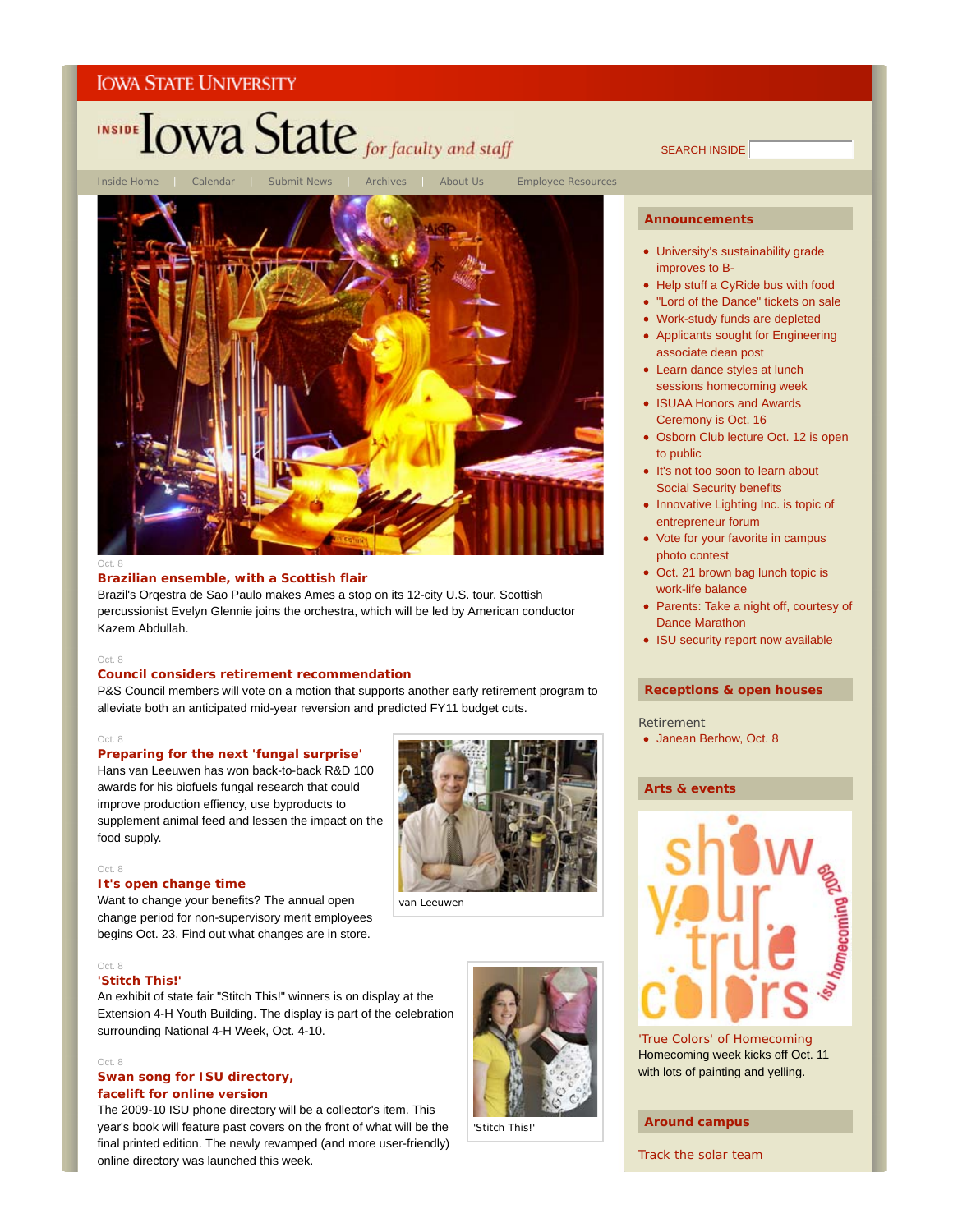IOWA STATE UNIVERSITY

# INSIDE Iowa State *for faculty and staff*

SEARCH INSIDE

Inside Home | Calendar | Submit News | Archives | About Us | Employee Resources

Oct. 8

### Brazilian ensemble, with a Scottish flair

Brazil's Orqestra de Sao Paulo makes Ames a stop on its 12-city U.S. tour. Scottish percussionist Evelyn Glennie joins the orchestra, which will be led by American conductor Kazem Abdullah.

Oct. 8

### Council considers retirement recommendation

P&S Council members will vote on a motion that supports another early retirement program to alleviate both an anticipated mid-year reversion and predicted FY11 budget cuts.

Oct. 8

### Preparing for the next 'fungal surprise'

Hans van Leeuwen has won back-to-back R&D 100 awards for his biofuels fungal research that could improve production effiency, use byproducts to supplement animal feed and lessen the impact on the food supply.

van Leeuwen

Oct. 8

### It's open change time

Want to change your benefits? The annual open change period for non-supervisory merit employees begins Oct. 23. Find out what changes are in store.

Oct. 8

### 'Stitch This!'

An exhibit of state fair "Stitch This!" winners is on display at the Extension 4-H Youth Building. The display is part of the celebration surrounding National 4-H Week, Oct. 4-10.

'Stitch This!'

Oct. 8

### Swan song for ISU directory, facelift for online version

The 2009-10 ISU phone directory will be a collector's item. This year's book will feature past covers on the front of what will be the final printed edition. The newly revamped (and more user-friendly) online directory was launched this week.

## Announcements

- University's sustainability grade improves to B-
- Help stuff a CyRide bus with food
- "Lord of the Dance" tickets on sale
- Work-study funds are depleted
- Applicants sought for Engineering associate dean post
- Learn dance styles at lunch sessions homecoming week
- ISUAA Honors and Awards Ceremony is Oct. 16
- Osborn Club lecture Oct. 12 is open to public
- It's not too soon to learn about Social Security benefits
- Innovative Lighting Inc. is topic of entrepreneur forum
- Vote for your favorite in campus photo contest
- Oct. 21 brown bag lunch topic is work-life balance
- Parents: Take a night off, courtesy of Dance Marathon
- ISU security report now available

## Receptions & open houses

Retirement

- Janean Berhow, Oct. 8

## Arts & events

show your true colors isu homecoming 2009

'True Colors' of Homecoming

Homecoming week kicks off Oct. 11 with lots of painting and yelling.

## Around campus

Track the solar team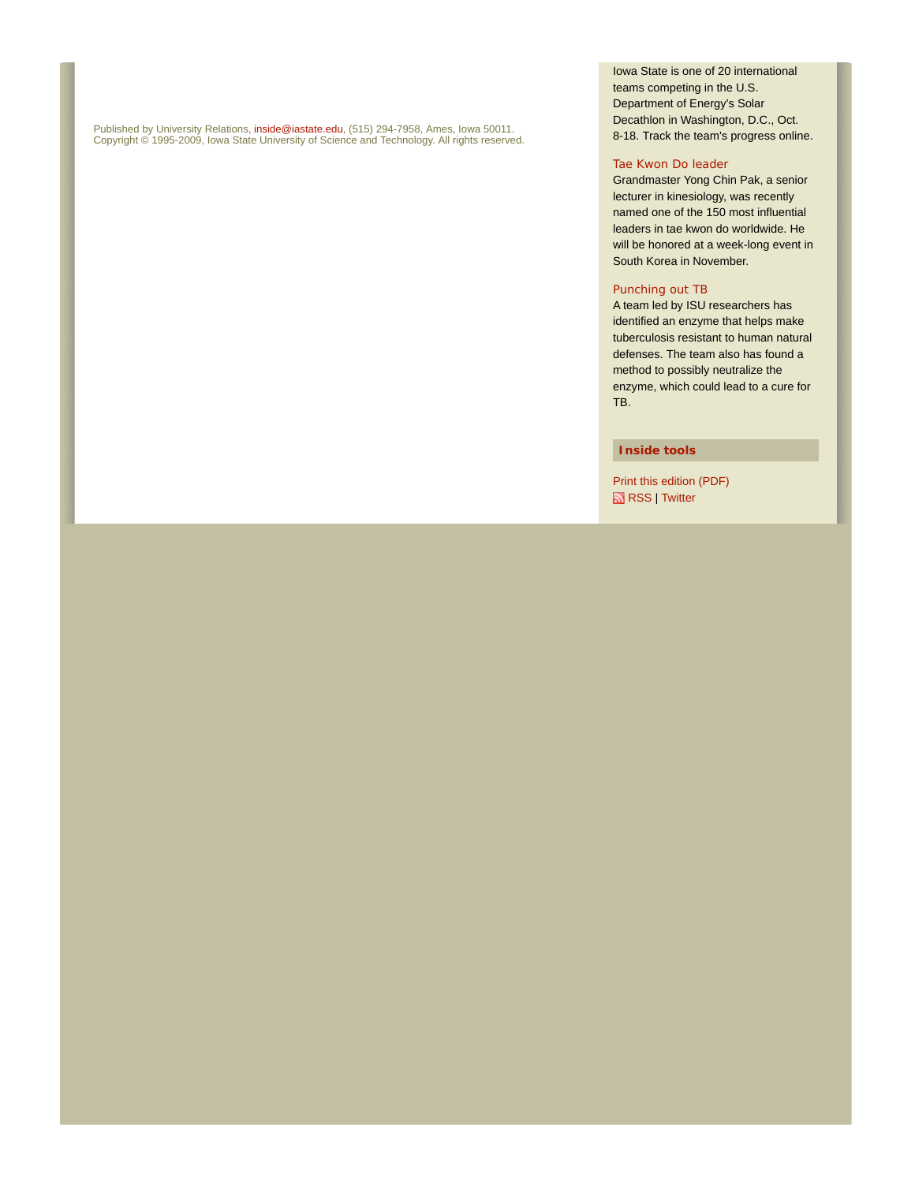Published by University Relations, inside@iastate.edu, (515) 294-7958, Ames, Iowa 50011.
Copyright © 1995-2009, Iowa State University of Science and Technology. All rights reserved.

Iowa State is one of 20 international teams competing in the U.S. Department of Energy's Solar Decathlon in Washington, D.C., Oct. 8-18. Track the team's progress online.

Tae Kwon Do leader
Grandmaster Yong Chin Pak, a senior lecturer in kinesiology, was recently named one of the 150 most influential leaders in tae kwon do worldwide. He will be honored at a week-long event in South Korea in November.

Punching out TB
A team led by ISU researchers has identified an enzyme that helps make tuberculosis resistant to human natural defenses. The team also has found a method to possibly neutralize the enzyme, which could lead to a cure for TB.

**Inside tools**

Print this edition (PDF)
RSS | Twitter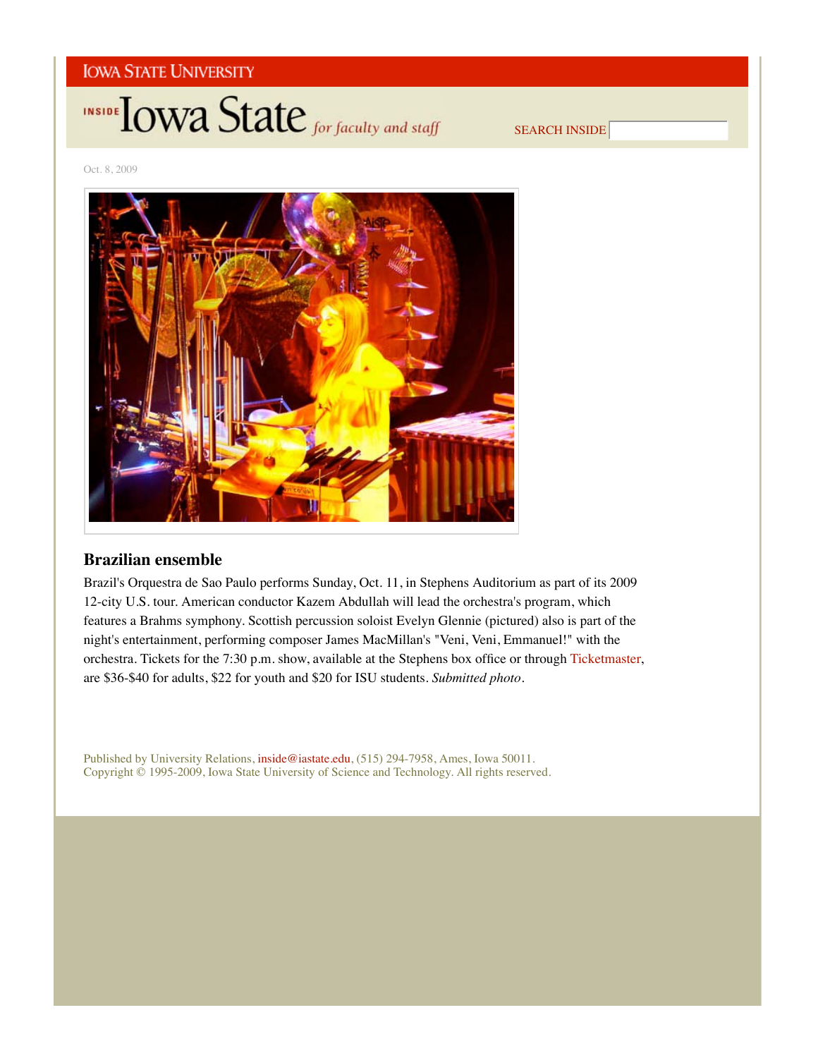Oct. 8, 2009

## Brazilian ensemble

Brazil's Orquestra de Sao Paulo performs Sunday, Oct. 11, in Stephens Auditorium as part of its 2009 12-city U.S. tour. American conductor Kazem Abdullah will lead the orchestra's program, which features a Brahms symphony. Scottish percussion soloist Evelyn Glennie (pictured) also is part of the night's entertainment, performing composer James MacMillan's "Veni, Veni, Emmanuel!" with the orchestra. Tickets for the 7:30 p.m. show, available at the Stephens box office or through Ticketmaster, are $36-$40 for adults, $22 for youth and $20 for ISU students. *Submitted photo*.

Published by University Relations, inside@iastate.edu, (515) 294-7958, Ames, Iowa 50011.
Copyright © 1995-2009, Iowa State University of Science and Technology. All rights reserved.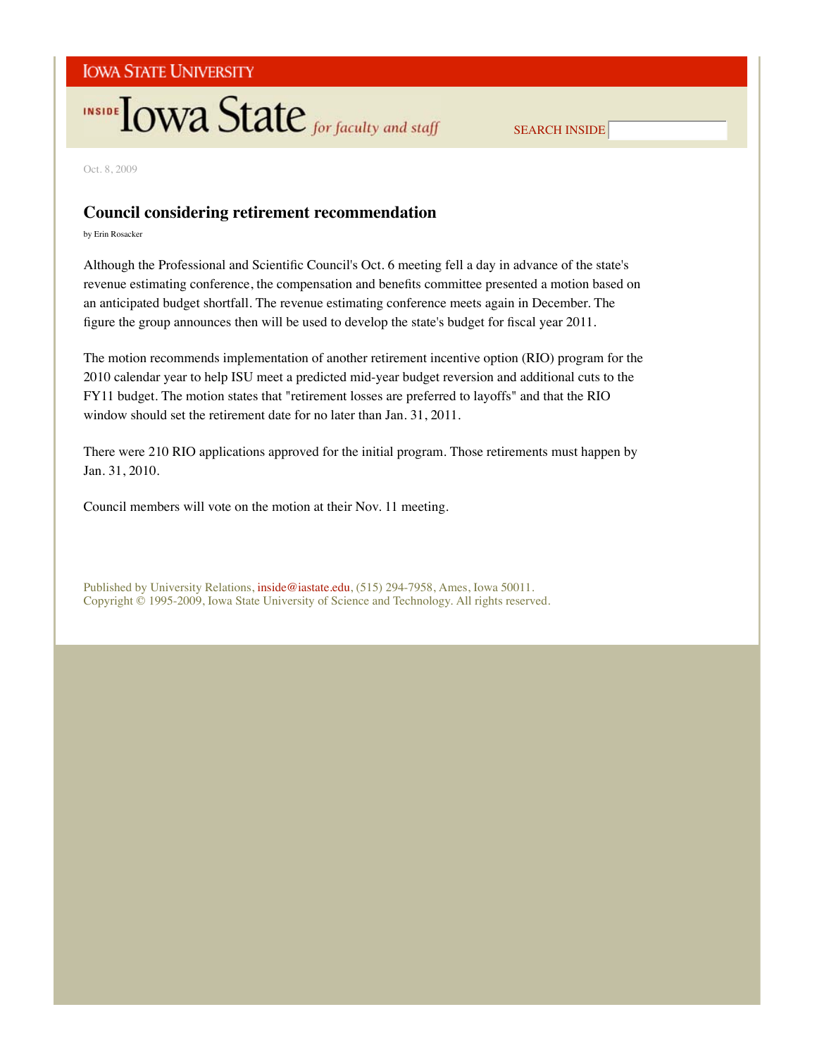Oct. 8, 2009

# Council considering retirement recommendation

by Erin Rosacker

Although the Professional and Scientific Council's Oct. 6 meeting fell a day in advance of the state's revenue estimating conference, the compensation and benefits committee presented a motion based on an anticipated budget shortfall. The revenue estimating conference meets again in December. The figure the group announces then will be used to develop the state's budget for fiscal year 2011.

The motion recommends implementation of another retirement incentive option (RIO) program for the 2010 calendar year to help ISU meet a predicted mid-year budget reversion and additional cuts to the FY11 budget. The motion states that "retirement losses are preferred to layoffs" and that the RIO window should set the retirement date for no later than Jan. 31, 2011.

There were 210 RIO applications approved for the initial program. Those retirements must happen by Jan. 31, 2010.

Council members will vote on the motion at their Nov. 11 meeting.

Published by University Relations, inside@iastate.edu, (515) 294-7958, Ames, Iowa 50011.
Copyright © 1995-2009, Iowa State University of Science and Technology. All rights reserved.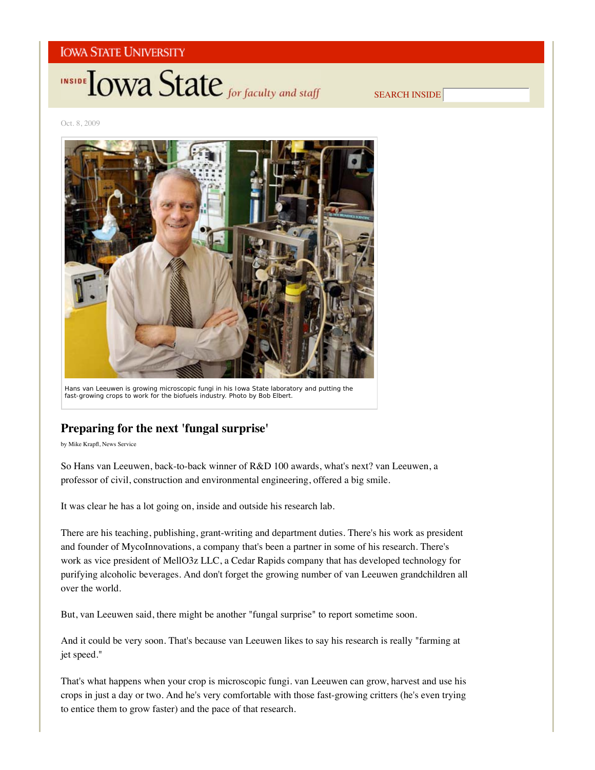Oct. 8, 2009

Hans van Leeuwen is growing microscopic fungi in his Iowa State laboratory and putting the fast-growing crops to work for the biofuels industry. Photo by Bob Elbert.

## Preparing for the next 'fungal surprise'

by Mike Krapfl, News Service

So Hans van Leeuwen, back-to-back winner of R&D 100 awards, what's next? van Leeuwen, a professor of civil, construction and environmental engineering, offered a big smile.

It was clear he has a lot going on, inside and outside his research lab.

There are his teaching, publishing, grant-writing and department duties. There's his work as president and founder of MycoInnovations, a company that's been a partner in some of his research. There's work as vice president of MellO3z LLC, a Cedar Rapids company that has developed technology for purifying alcoholic beverages. And don't forget the growing number of van Leeuwen grandchildren all over the world.

But, van Leeuwen said, there might be another "fungal surprise" to report sometime soon.

And it could be very soon. That's because van Leeuwen likes to say his research is really "farming at jet speed."

That's what happens when your crop is microscopic fungi. van Leeuwen can grow, harvest and use his crops in just a day or two. And he's very comfortable with those fast-growing critters (he's even trying to entice them to grow faster) and the pace of that research.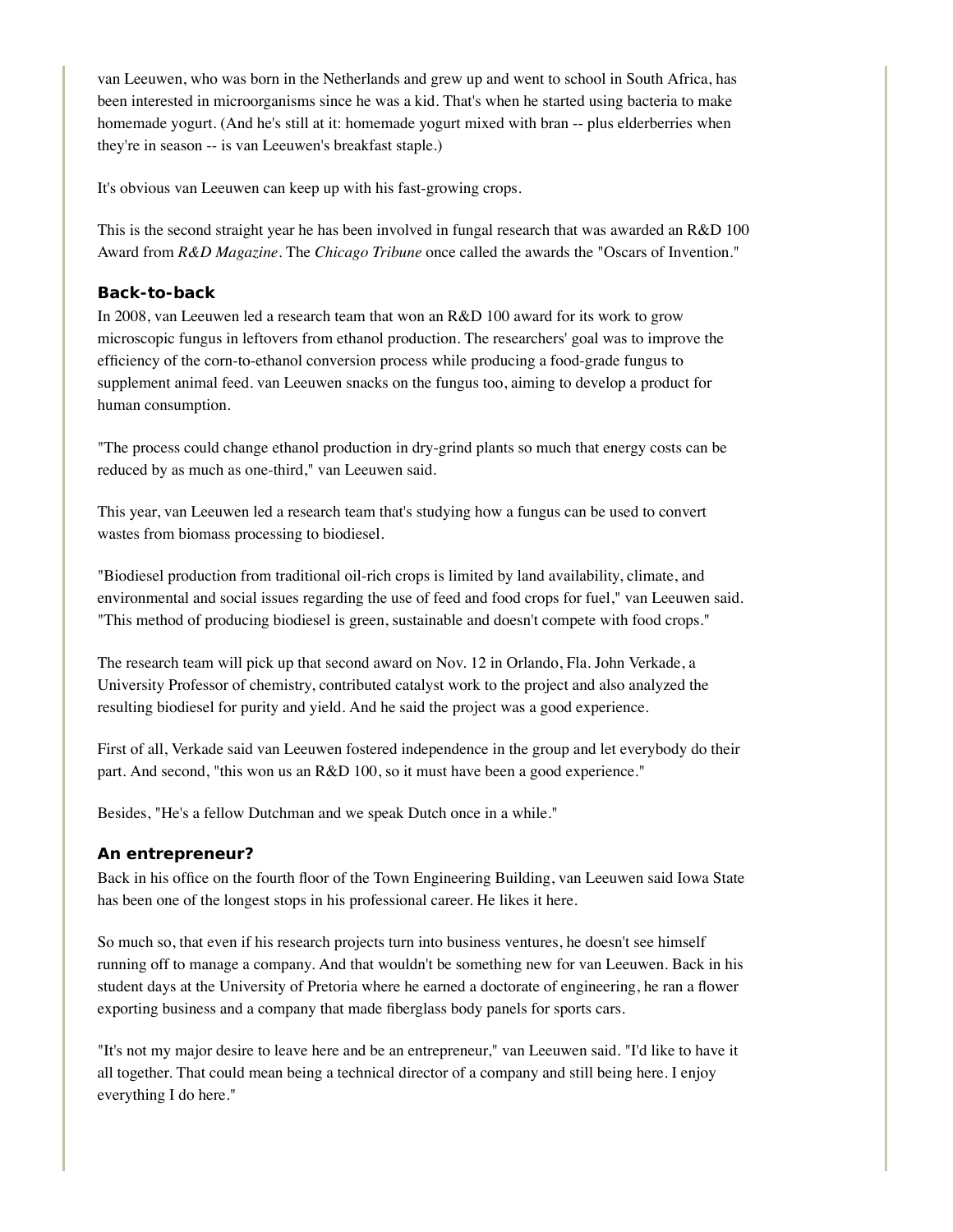van Leeuwen, who was born in the Netherlands and grew up and went to school in South Africa, has been interested in microorganisms since he was a kid. That's when he started using bacteria to make homemade yogurt. (And he's still at it: homemade yogurt mixed with bran -- plus elderberries when they're in season -- is van Leeuwen's breakfast staple.)

It's obvious van Leeuwen can keep up with his fast-growing crops.

This is the second straight year he has been involved in fungal research that was awarded an R&D 100 Award from *R&D Magazine*. The *Chicago Tribune* once called the awards the "Oscars of Invention."

### Back-to-back

In 2008, van Leeuwen led a research team that won an R&D 100 award for its work to grow microscopic fungus in leftovers from ethanol production. The researchers' goal was to improve the efficiency of the corn-to-ethanol conversion process while producing a food-grade fungus to supplement animal feed. van Leeuwen snacks on the fungus too, aiming to develop a product for human consumption.

"The process could change ethanol production in dry-grind plants so much that energy costs can be reduced by as much as one-third," van Leeuwen said.

This year, van Leeuwen led a research team that's studying how a fungus can be used to convert wastes from biomass processing to biodiesel.

"Biodiesel production from traditional oil-rich crops is limited by land availability, climate, and environmental and social issues regarding the use of feed and food crops for fuel," van Leeuwen said. "This method of producing biodiesel is green, sustainable and doesn't compete with food crops."

The research team will pick up that second award on Nov. 12 in Orlando, Fla. John Verkade, a University Professor of chemistry, contributed catalyst work to the project and also analyzed the resulting biodiesel for purity and yield. And he said the project was a good experience.

First of all, Verkade said van Leeuwen fostered independence in the group and let everybody do their part. And second, "this won us an R&D 100, so it must have been a good experience."

Besides, "He's a fellow Dutchman and we speak Dutch once in a while."

### An entrepreneur?

Back in his office on the fourth floor of the Town Engineering Building, van Leeuwen said Iowa State has been one of the longest stops in his professional career. He likes it here.

So much so, that even if his research projects turn into business ventures, he doesn't see himself running off to manage a company. And that wouldn't be something new for van Leeuwen. Back in his student days at the University of Pretoria where he earned a doctorate of engineering, he ran a flower exporting business and a company that made fiberglass body panels for sports cars.

"It's not my major desire to leave here and be an entrepreneur," van Leeuwen said. "I'd like to have it all together. That could mean being a technical director of a company and still being here. I enjoy everything I do here."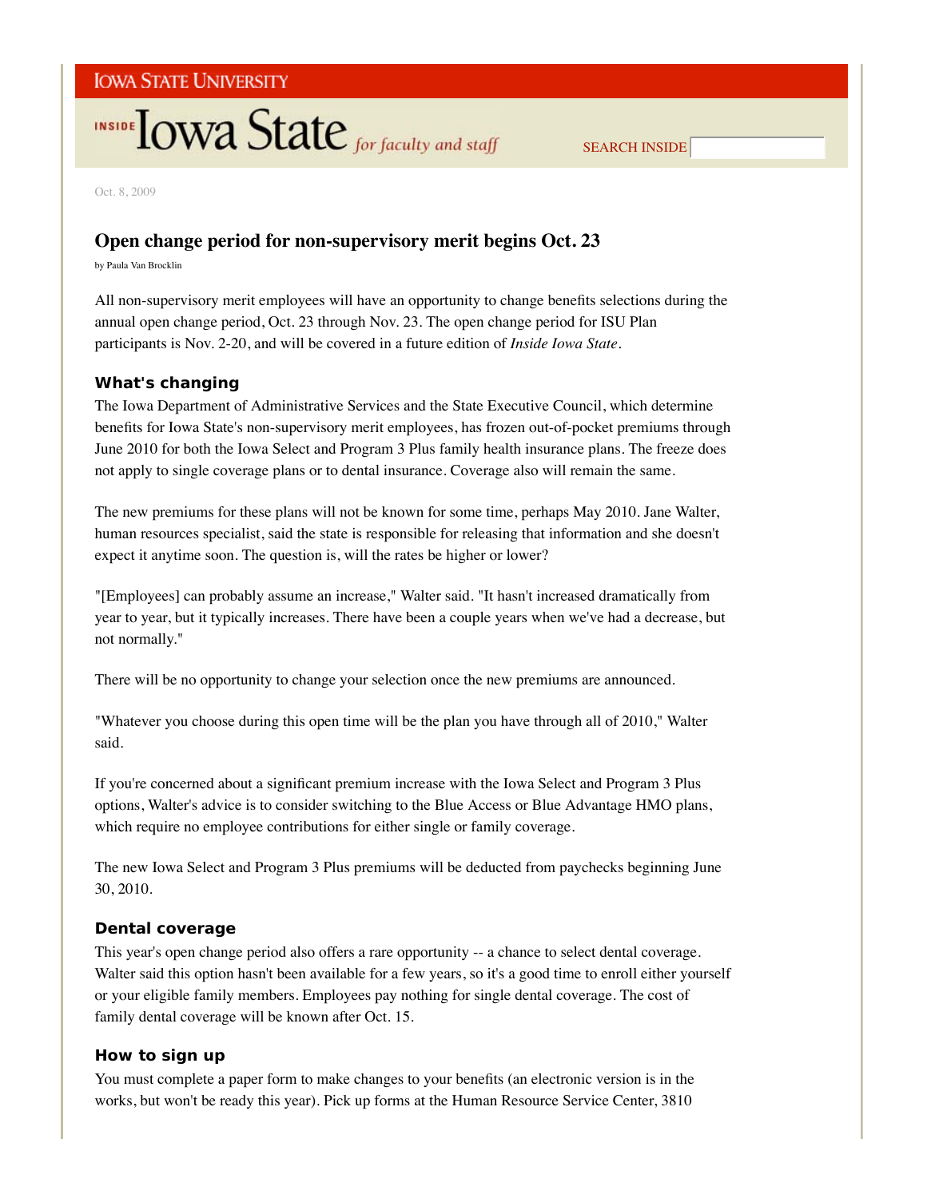Oct. 8, 2009

# Open change period for non-supervisory merit begins Oct. 23

by Paula Van Brocklin

All non-supervisory merit employees will have an opportunity to change benefits selections during the annual open change period, Oct. 23 through Nov. 23. The open change period for ISU Plan participants is Nov. 2-20, and will be covered in a future edition of *Inside Iowa State*.

## What's changing

The Iowa Department of Administrative Services and the State Executive Council, which determine benefits for Iowa State's non-supervisory merit employees, has frozen out-of-pocket premiums through June 2010 for both the Iowa Select and Program 3 Plus family health insurance plans. The freeze does not apply to single coverage plans or to dental insurance. Coverage also will remain the same.

The new premiums for these plans will not be known for some time, perhaps May 2010. Jane Walter, human resources specialist, said the state is responsible for releasing that information and she doesn't expect it anytime soon. The question is, will the rates be higher or lower?

"[Employees] can probably assume an increase," Walter said. "It hasn't increased dramatically from year to year, but it typically increases. There have been a couple years when we've had a decrease, but not normally."

There will be no opportunity to change your selection once the new premiums are announced.

"Whatever you choose during this open time will be the plan you have through all of 2010," Walter said.

If you're concerned about a significant premium increase with the Iowa Select and Program 3 Plus options, Walter's advice is to consider switching to the Blue Access or Blue Advantage HMO plans, which require no employee contributions for either single or family coverage.

The new Iowa Select and Program 3 Plus premiums will be deducted from paychecks beginning June 30, 2010.

## Dental coverage

This year's open change period also offers a rare opportunity -- a chance to select dental coverage. Walter said this option hasn't been available for a few years, so it's a good time to enroll either yourself or your eligible family members. Employees pay nothing for single dental coverage. The cost of family dental coverage will be known after Oct. 15.

## How to sign up

You must complete a paper form to make changes to your benefits (an electronic version is in the works, but won't be ready this year). Pick up forms at the Human Resource Service Center, 3810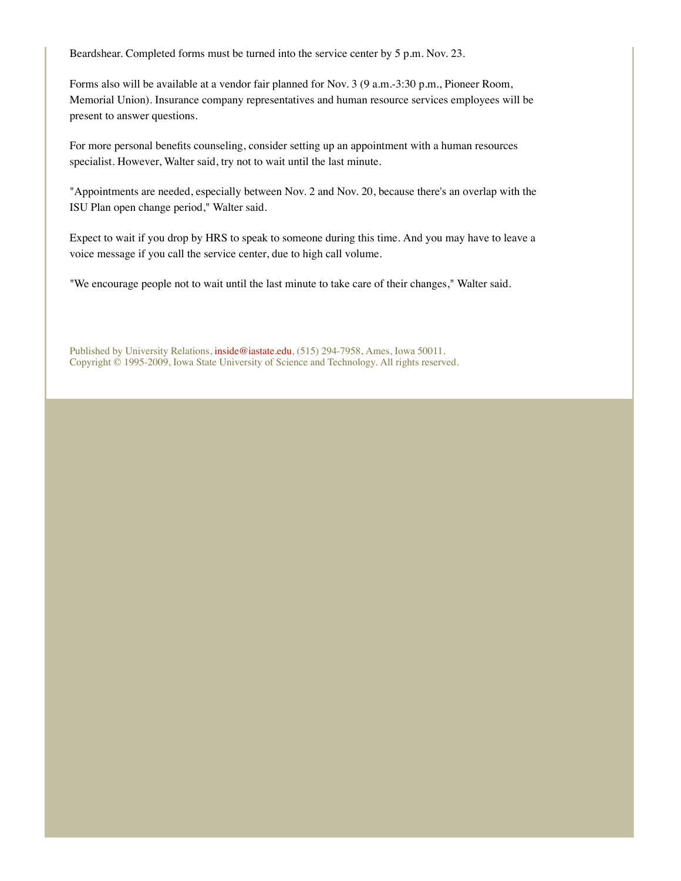Beardshear. Completed forms must be turned into the service center by 5 p.m. Nov. 23.

Forms also will be available at a vendor fair planned for Nov. 3 (9 a.m.-3:30 p.m., Pioneer Room, Memorial Union). Insurance company representatives and human resource services employees will be present to answer questions.

For more personal benefits counseling, consider setting up an appointment with a human resources specialist. However, Walter said, try not to wait until the last minute.

"Appointments are needed, especially between Nov. 2 and Nov. 20, because there's an overlap with the ISU Plan open change period," Walter said.

Expect to wait if you drop by HRS to speak to someone during this time. And you may have to leave a voice message if you call the service center, due to high call volume.

"We encourage people not to wait until the last minute to take care of their changes," Walter said.

Published by University Relations, inside@iastate.edu, (515) 294-7958, Ames, Iowa 50011.
Copyright © 1995-2009, Iowa State University of Science and Technology. All rights reserved.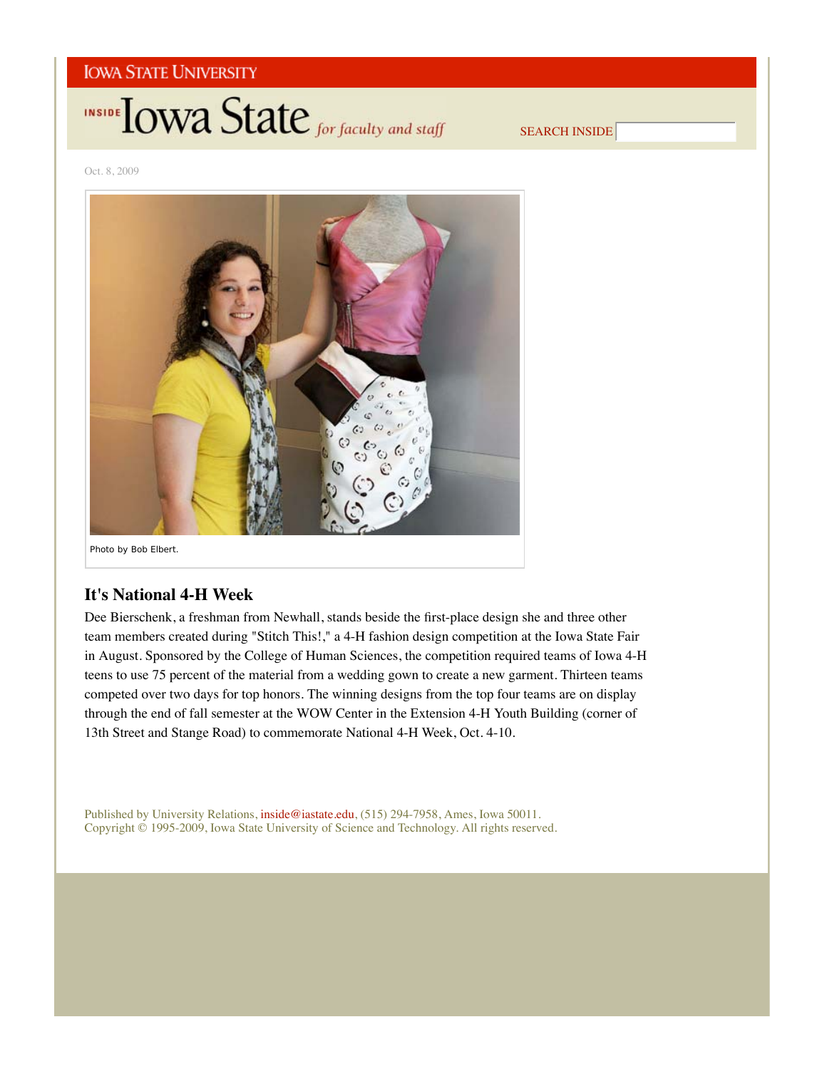Oct. 8, 2009

Photo by Bob Elbert.

## It's National 4-H Week

Dee Bierschenk, a freshman from Newhall, stands beside the first-place design she and three other team members created during "Stitch This!," a 4-H fashion design competition at the Iowa State Fair in August. Sponsored by the College of Human Sciences, the competition required teams of Iowa 4-H teens to use 75 percent of the material from a wedding gown to create a new garment. Thirteen teams competed over two days for top honors. The winning designs from the top four teams are on display through the end of fall semester at the WOW Center in the Extension 4-H Youth Building (corner of 13th Street and Stange Road) to commemorate National 4-H Week, Oct. 4-10.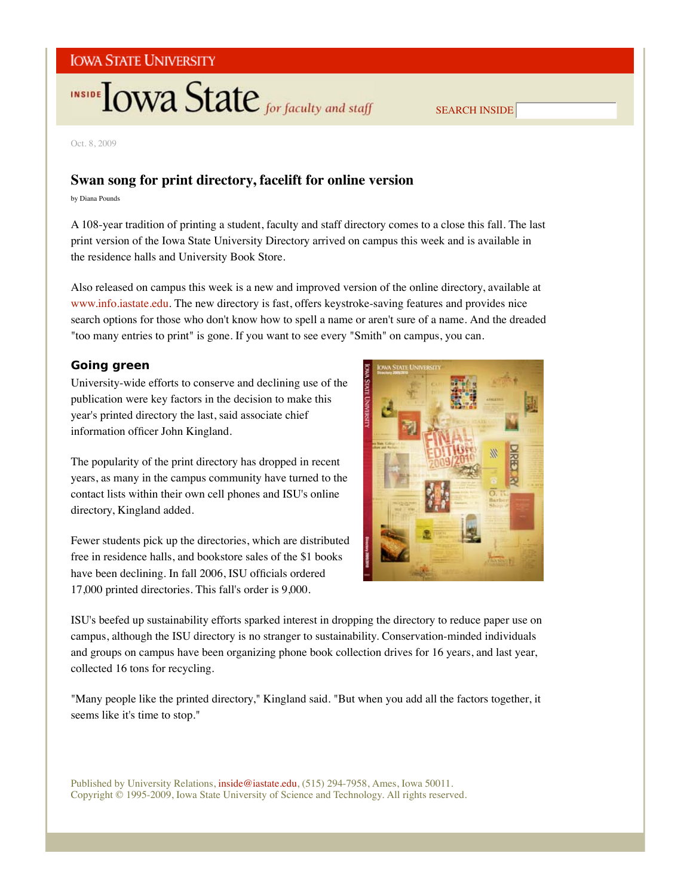Oct. 8, 2009

## Swan song for print directory, facelift for online version

by Diana Pounds

A 108-year tradition of printing a student, faculty and staff directory comes to a close this fall. The last print version of the Iowa State University Directory arrived on campus this week and is available in the residence halls and University Book Store.

Also released on campus this week is a new and improved version of the online directory, available at www.info.iastate.edu. The new directory is fast, offers keystroke-saving features and provides nice search options for those who don't know how to spell a name or aren't sure of a name. And the dreaded "too many entries to print" is gone. If you want to see every "Smith" on campus, you can.

### Going green

University-wide efforts to conserve and declining use of the publication were key factors in the decision to make this year's printed directory the last, said associate chief information officer John Kingland.

The popularity of the print directory has dropped in recent years, as many in the campus community have turned to the contact lists within their own cell phones and ISU's online directory, Kingland added.

Fewer students pick up the directories, which are distributed free in residence halls, and bookstore sales of the $1 books have been declining. In fall 2006, ISU officials ordered 17,000 printed directories. This fall's order is 9,000.

ISU's beefed up sustainability efforts sparked interest in dropping the directory to reduce paper use on campus, although the ISU directory is no stranger to sustainability. Conservation-minded individuals and groups on campus have been organizing phone book collection drives for 16 years, and last year, collected 16 tons for recycling.

"Many people like the printed directory," Kingland said. "But when you add all the factors together, it seems like it's time to stop."

Published by University Relations, inside@iastate.edu, (515) 294-7958, Ames, Iowa 50011.
Copyright © 1995-2009, Iowa State University of Science and Technology. All rights reserved.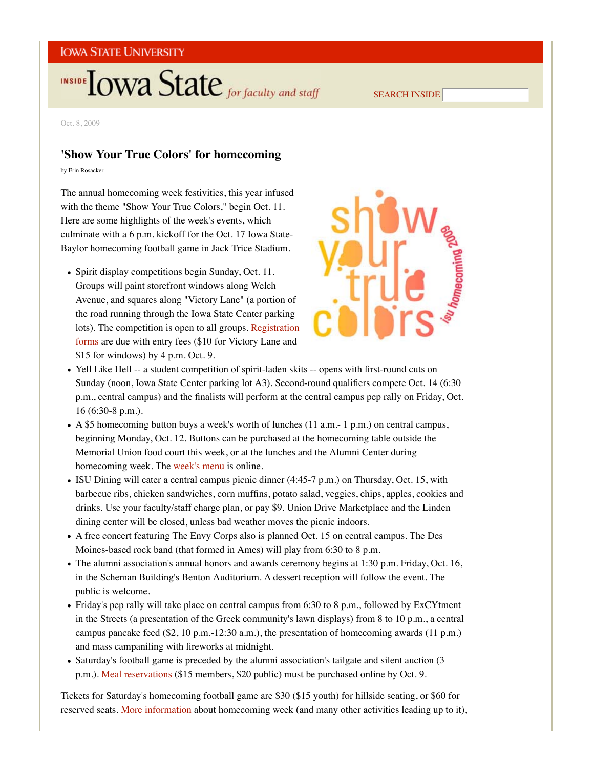Oct. 8, 2009

## 'Show Your True Colors' for homecoming

by Erin Rosacker

The annual homecoming week festivities, this year infused with the theme "Show Your True Colors," begin Oct. 11. Here are some highlights of the week's events, which culminate with a 6 p.m. kickoff for the Oct. 17 Iowa State-Baylor homecoming football game in Jack Trice Stadium.

- Spirit display competitions begin Sunday, Oct. 11. Groups will paint storefront windows along Welch Avenue, and squares along "Victory Lane" (a portion of the road running through the Iowa State Center parking lots). The competition is open to all groups. Registration forms are due with entry fees ($10 for Victory Lane and $15 for windows) by 4 p.m. Oct. 9.
- Yell Like Hell -- a student competition of spirit-laden skits -- opens with first-round cuts on Sunday (noon, Iowa State Center parking lot A3). Second-round qualifiers compete Oct. 14 (6:30 p.m., central campus) and the finalists will perform at the central campus pep rally on Friday, Oct. 16 (6:30-8 p.m.).
- A $5 homecoming button buys a week's worth of lunches (11 a.m.- 1 p.m.) on central campus, beginning Monday, Oct. 12. Buttons can be purchased at the homecoming table outside the Memorial Union food court this week, or at the lunches and the Alumni Center during homecoming week. The week's menu is online.
- ISU Dining will cater a central campus picnic dinner (4:45-7 p.m.) on Thursday, Oct. 15, with barbecue ribs, chicken sandwiches, corn muffins, potato salad, veggies, chips, apples, cookies and drinks. Use your faculty/staff charge plan, or pay $9. Union Drive Marketplace and the Linden dining center will be closed, unless bad weather moves the picnic indoors.
- A free concert featuring The Envy Corps also is planned Oct. 15 on central campus. The Des Moines-based rock band (that formed in Ames) will play from 6:30 to 8 p.m.
- The alumni association's annual honors and awards ceremony begins at 1:30 p.m. Friday, Oct. 16, in the Scheman Building's Benton Auditorium. A dessert reception will follow the event. The public is welcome.
- Friday's pep rally will take place on central campus from 6:30 to 8 p.m., followed by ExCYtment in the Streets (a presentation of the Greek community's lawn displays) from 8 to 10 p.m., a central campus pancake feed ($2, 10 p.m.-12:30 a.m.), the presentation of homecoming awards (11 p.m.) and mass campaniling with fireworks at midnight.
- Saturday's football game is preceded by the alumni association's tailgate and silent auction (3 p.m.). Meal reservations ($15 members, $20 public) must be purchased online by Oct. 9.

Tickets for Saturday's homecoming football game are $30 ($15 youth) for hillside seating, or $60 for reserved seats. More information about homecoming week (and many other activities leading up to it),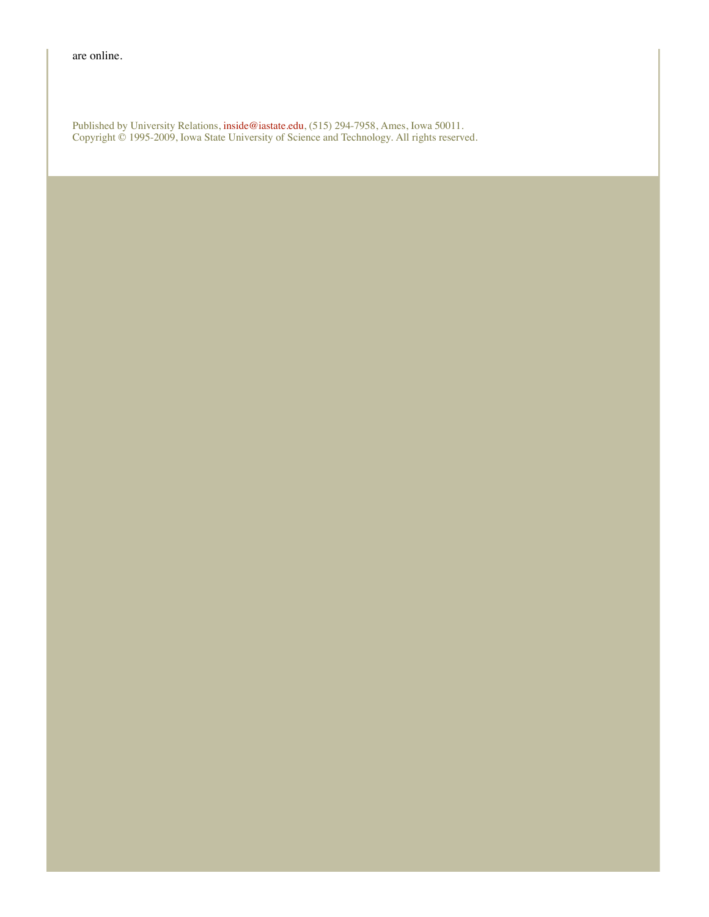are online.

Published by University Relations, inside@iastate.edu, (515) 294-7958, Ames, Iowa 50011.
Copyright © 1995-2009, Iowa State University of Science and Technology. All rights reserved.